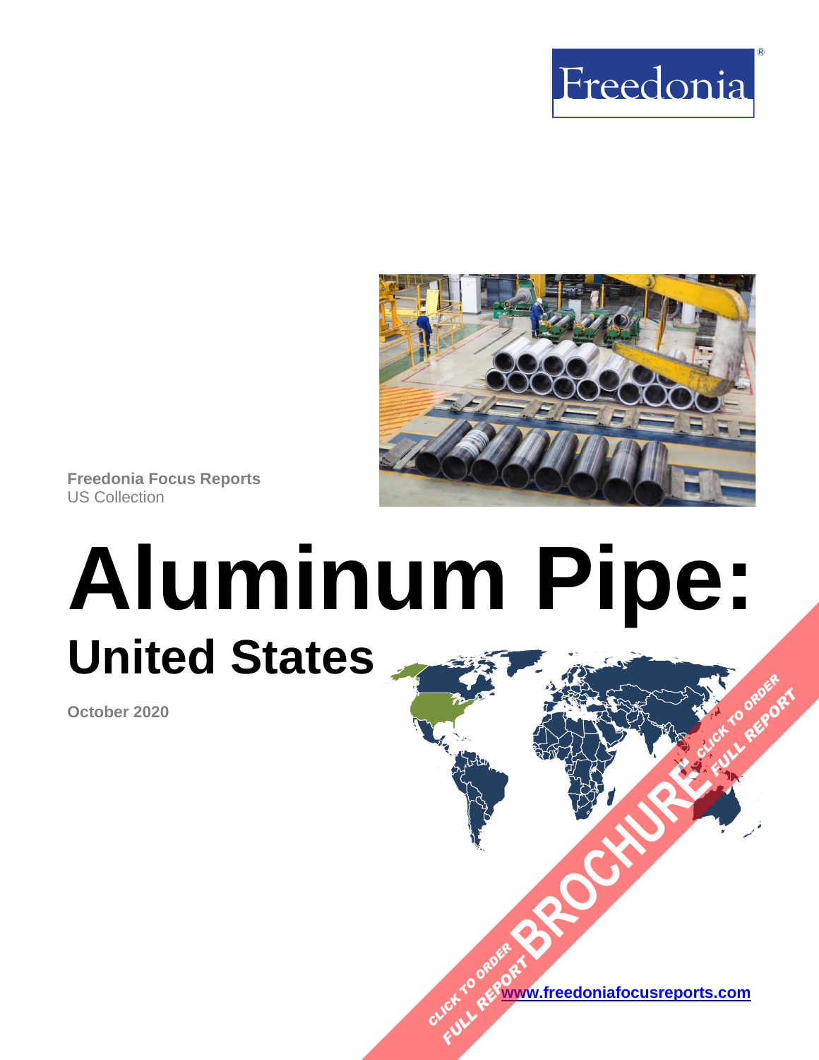Freedonia®

Freedonia Focus Reports
US Collection

# Aluminum Pipe:
## United States

October 2020

CLICK TO ORDER FULL REPORT BROCHURE CLICK TO ORDER FULL REPORT

www.freedoniafocusreports.com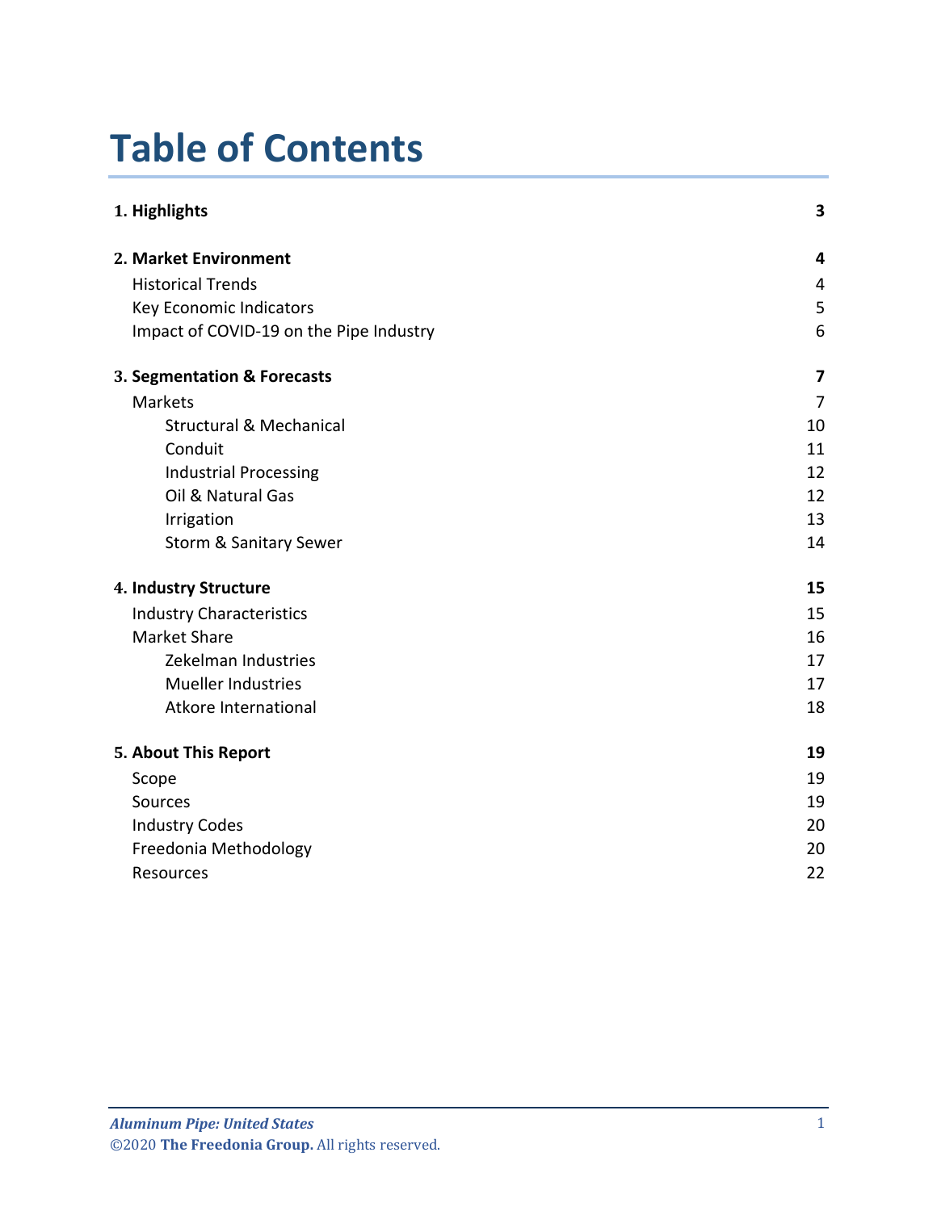# Table of Contents

| | |
|---|---|
| **1. Highlights** | **3** |
| **2. Market Environment** | **4** |
| Historical Trends | 4 |
| Key Economic Indicators | 5 |
| Impact of COVID-19 on the Pipe Industry | 6 |
| **3. Segmentation & Forecasts** | **7** |
| Markets | 7 |
| Structural & Mechanical | 10 |
| Conduit | 11 |
| Industrial Processing | 12 |
| Oil & Natural Gas | 12 |
| Irrigation | 13 |
| Storm & Sanitary Sewer | 14 |
| **4. Industry Structure** | **15** |
| Industry Characteristics | 15 |
| Market Share | 16 |
| Zekelman Industries | 17 |
| Mueller Industries | 17 |
| Atkore International | 18 |
| **5. About This Report** | **19** |
| Scope | 19 |
| Sources | 19 |
| Industry Codes | 20 |
| Freedonia Methodology | 20 |
| Resources | 22 |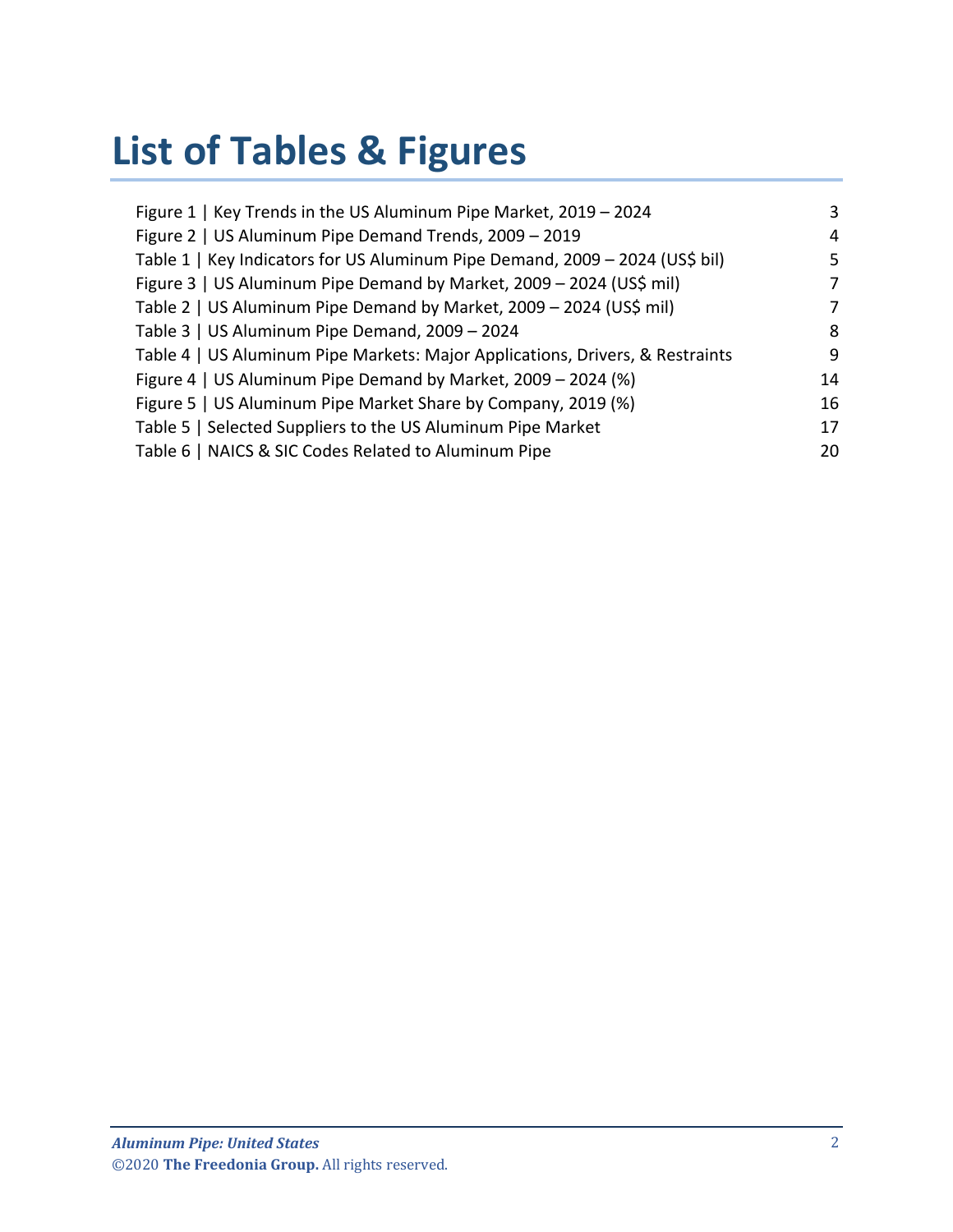# List of Tables & Figures

| | |
|---|---|
| Figure 1 \| Key Trends in the US Aluminum Pipe Market, 2019 – 2024 | 3 |
| Figure 2 \| US Aluminum Pipe Demand Trends, 2009 – 2019 | 4 |
| Table 1 \| Key Indicators for US Aluminum Pipe Demand, 2009 – 2024 (US$ bil) | 5 |
| Figure 3 \| US Aluminum Pipe Demand by Market, 2009 – 2024 (US$ mil) | 7 |
| Table 2 \| US Aluminum Pipe Demand by Market, 2009 – 2024 (US$ mil) | 7 |
| Table 3 \| US Aluminum Pipe Demand, 2009 – 2024 | 8 |
| Table 4 \| US Aluminum Pipe Markets: Major Applications, Drivers, & Restraints | 9 |
| Figure 4 \| US Aluminum Pipe Demand by Market, 2009 – 2024 (%) | 14 |
| Figure 5 \| US Aluminum Pipe Market Share by Company, 2019 (%) | 16 |
| Table 5 \| Selected Suppliers to the US Aluminum Pipe Market | 17 |
| Table 6 \| NAICS & SIC Codes Related to Aluminum Pipe | 20 |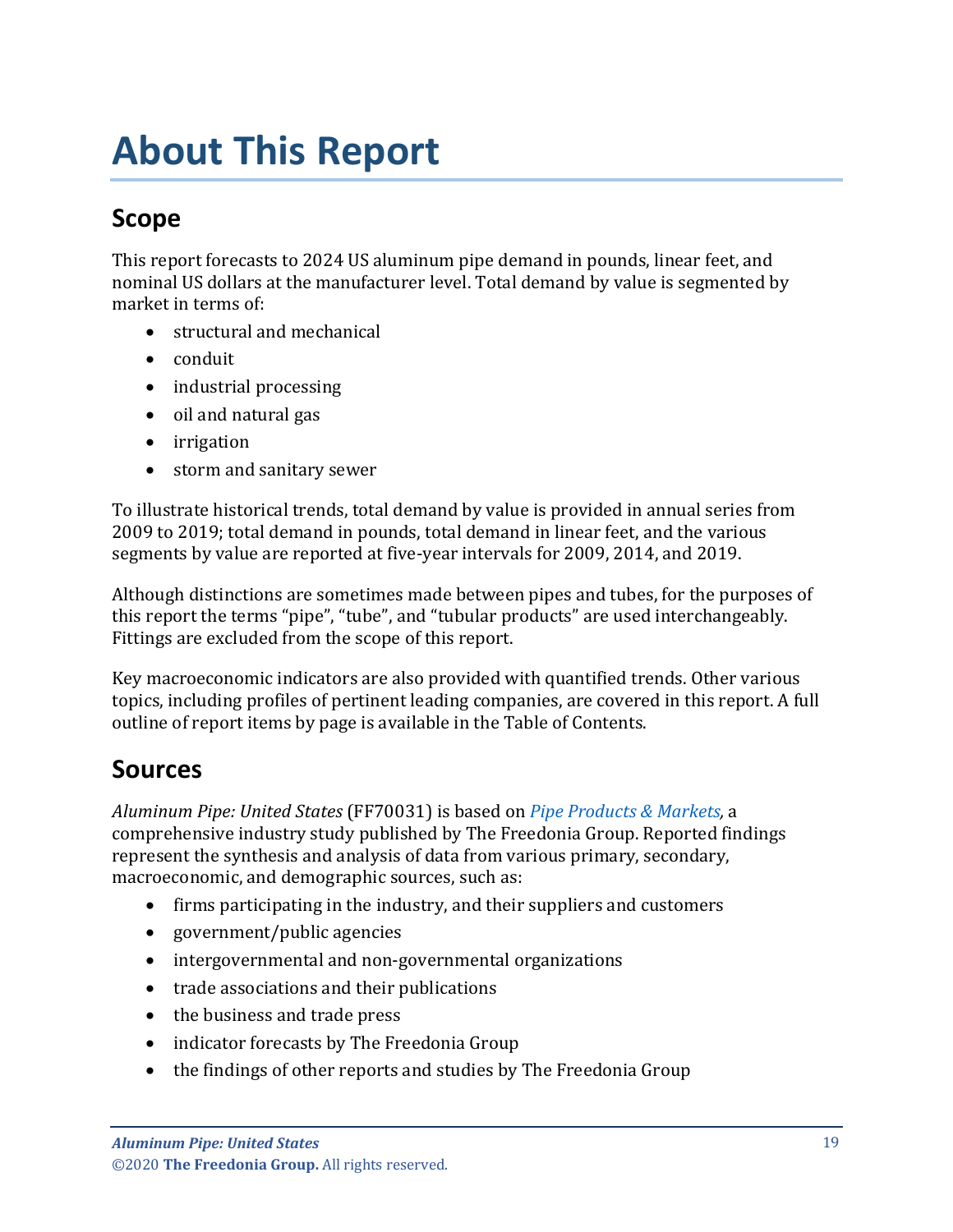# About This Report

## Scope

This report forecasts to 2024 US aluminum pipe demand in pounds, linear feet, and nominal US dollars at the manufacturer level. Total demand by value is segmented by market in terms of:

- structural and mechanical
- conduit
- industrial processing
- oil and natural gas
- irrigation
- storm and sanitary sewer

To illustrate historical trends, total demand by value is provided in annual series from 2009 to 2019; total demand in pounds, total demand in linear feet, and the various segments by value are reported at five-year intervals for 2009, 2014, and 2019.

Although distinctions are sometimes made between pipes and tubes, for the purposes of this report the terms "pipe", "tube", and "tubular products" are used interchangeably. Fittings are excluded from the scope of this report.

Key macroeconomic indicators are also provided with quantified trends. Other various topics, including profiles of pertinent leading companies, are covered in this report. A full outline of report items by page is available in the Table of Contents.

## Sources

*Aluminum Pipe: United States* (FF70031) is based on *Pipe Products & Markets*, a comprehensive industry study published by The Freedonia Group. Reported findings represent the synthesis and analysis of data from various primary, secondary, macroeconomic, and demographic sources, such as:

- firms participating in the industry, and their suppliers and customers
- government/public agencies
- intergovernmental and non-governmental organizations
- trade associations and their publications
- the business and trade press
- indicator forecasts by The Freedonia Group
- the findings of other reports and studies by The Freedonia Group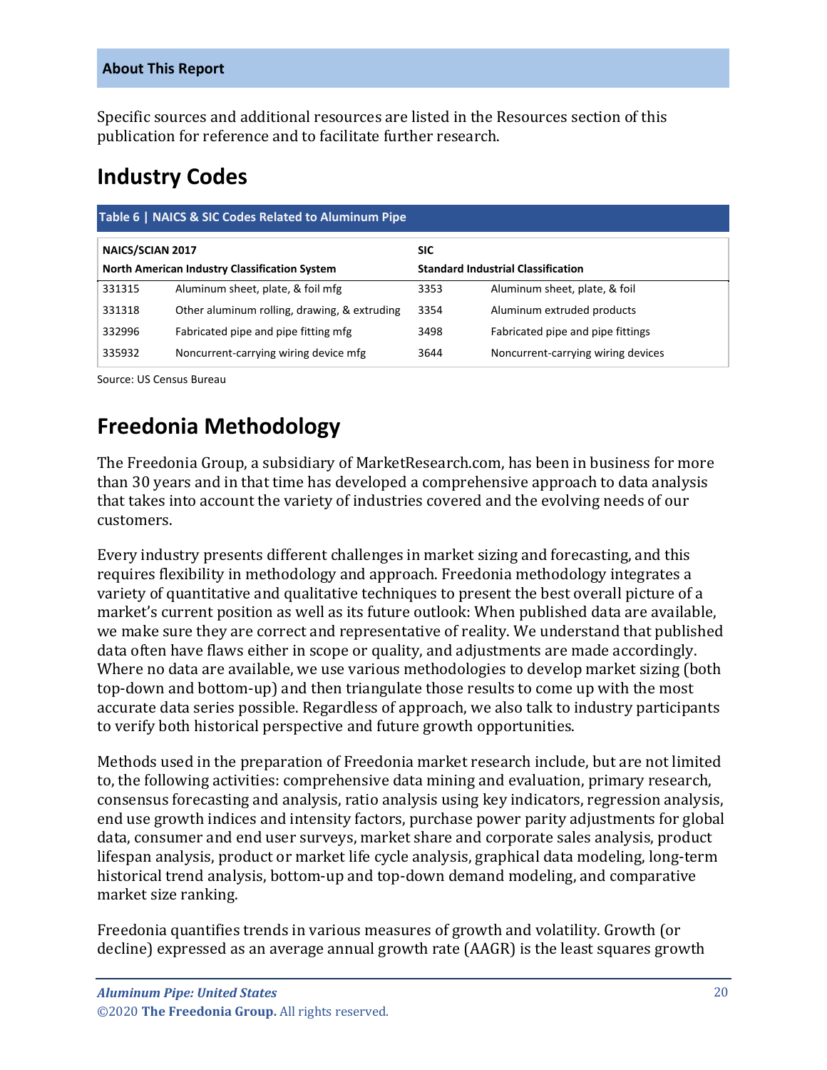## About This Report

Specific sources and additional resources are listed in the Resources section of this publication for reference and to facilitate further research.

## Industry Codes

**Table 6 | NAICS & SIC Codes Related to Aluminum Pipe**

| NAICS/SCIAN 2017 North American Industry Classification System | | SIC Standard Industrial Classification | |
|---|---|---|---|
| 331315 | Aluminum sheet, plate, & foil mfg | 3353 | Aluminum sheet, plate, & foil |
| 331318 | Other aluminum rolling, drawing, & extruding | 3354 | Aluminum extruded products |
| 332996 | Fabricated pipe and pipe fitting mfg | 3498 | Fabricated pipe and pipe fittings |
| 335932 | Noncurrent-carrying wiring device mfg | 3644 | Noncurrent-carrying wiring devices |

Source: US Census Bureau

## Freedonia Methodology

The Freedonia Group, a subsidiary of MarketResearch.com, has been in business for more than 30 years and in that time has developed a comprehensive approach to data analysis that takes into account the variety of industries covered and the evolving needs of our customers.

Every industry presents different challenges in market sizing and forecasting, and this requires flexibility in methodology and approach. Freedonia methodology integrates a variety of quantitative and qualitative techniques to present the best overall picture of a market's current position as well as its future outlook: When published data are available, we make sure they are correct and representative of reality. We understand that published data often have flaws either in scope or quality, and adjustments are made accordingly. Where no data are available, we use various methodologies to develop market sizing (both top-down and bottom-up) and then triangulate those results to come up with the most accurate data series possible. Regardless of approach, we also talk to industry participants to verify both historical perspective and future growth opportunities.

Methods used in the preparation of Freedonia market research include, but are not limited to, the following activities: comprehensive data mining and evaluation, primary research, consensus forecasting and analysis, ratio analysis using key indicators, regression analysis, end use growth indices and intensity factors, purchase power parity adjustments for global data, consumer and end user surveys, market share and corporate sales analysis, product lifespan analysis, product or market life cycle analysis, graphical data modeling, long-term historical trend analysis, bottom-up and top-down demand modeling, and comparative market size ranking.

Freedonia quantifies trends in various measures of growth and volatility. Growth (or decline) expressed as an average annual growth rate (AAGR) is the least squares growth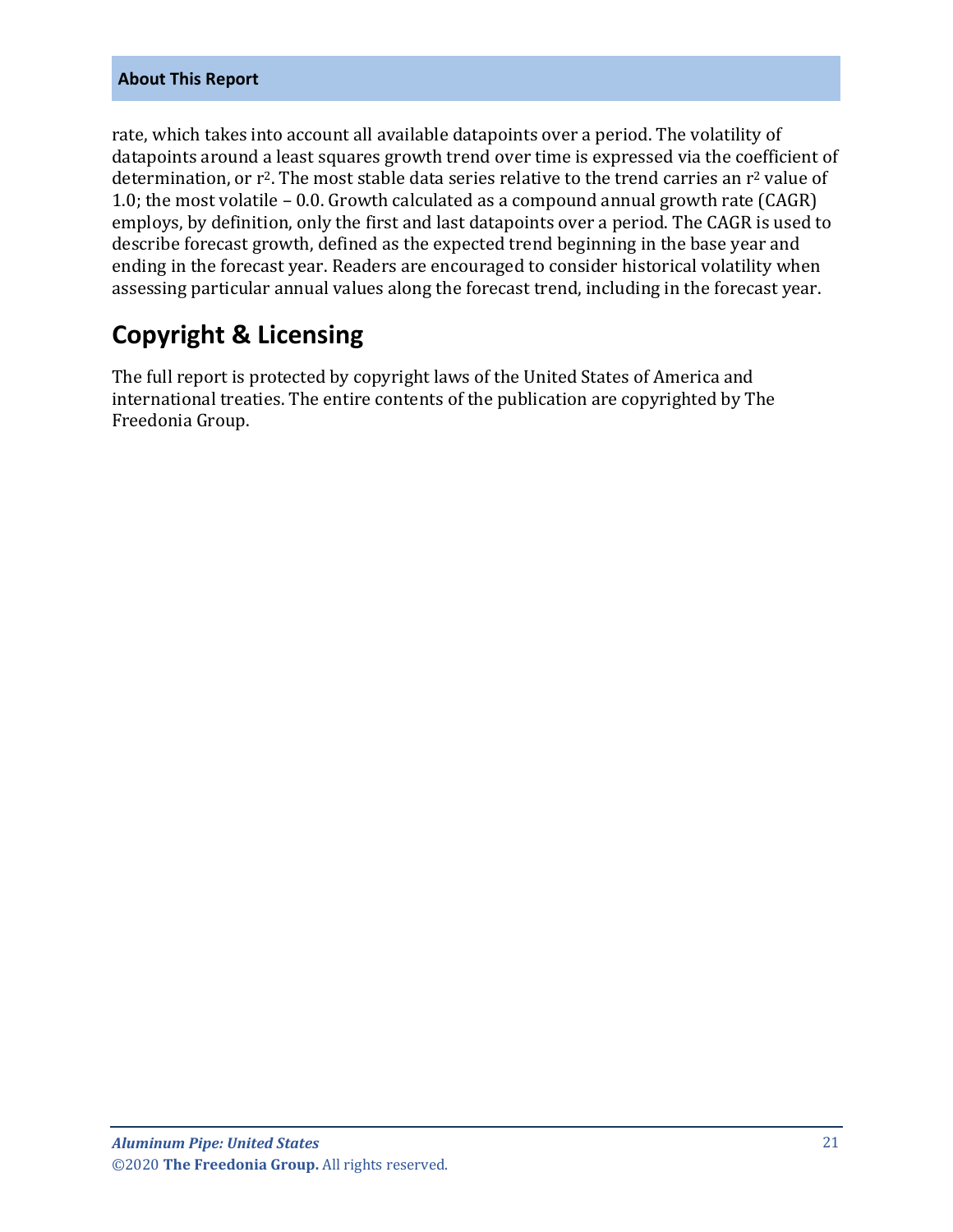rate, which takes into account all available datapoints over a period. The volatility of datapoints around a least squares growth trend over time is expressed via the coefficient of determination, or $r^2$. The most stable data series relative to the trend carries an $r^2$ value of 1.0; the most volatile – 0.0. Growth calculated as a compound annual growth rate (CAGR) employs, by definition, only the first and last datapoints over a period. The CAGR is used to describe forecast growth, defined as the expected trend beginning in the base year and ending in the forecast year. Readers are encouraged to consider historical volatility when assessing particular annual values along the forecast trend, including in the forecast year.

## Copyright & Licensing

The full report is protected by copyright laws of the United States of America and international treaties. The entire contents of the publication are copyrighted by The Freedonia Group.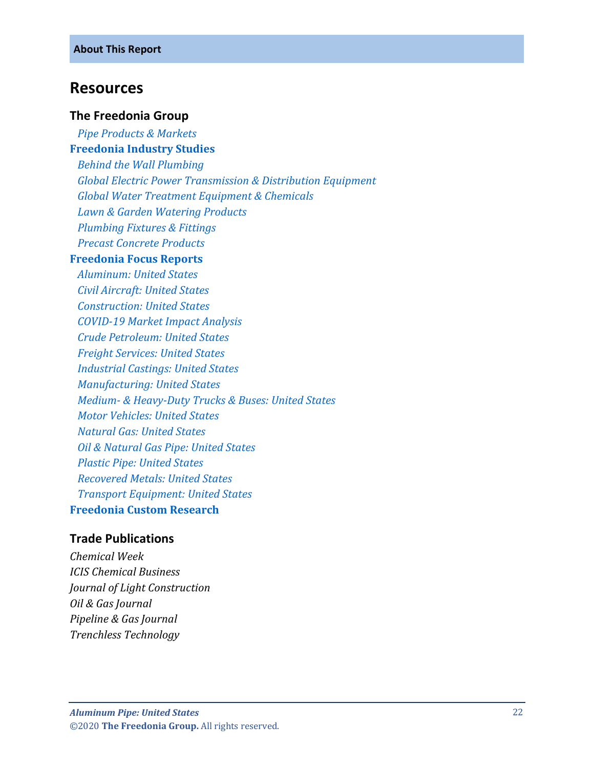**About This Report**

## Resources

### The Freedonia Group

*Pipe Products & Markets*

**Freedonia Industry Studies**

*Behind the Wall Plumbing*
*Global Electric Power Transmission & Distribution Equipment*
*Global Water Treatment Equipment & Chemicals*
*Lawn & Garden Watering Products*
*Plumbing Fixtures & Fittings*
*Precast Concrete Products*

**Freedonia Focus Reports**

*Aluminum: United States*
*Civil Aircraft: United States*
*Construction: United States*
*COVID-19 Market Impact Analysis*
*Crude Petroleum: United States*
*Freight Services: United States*
*Industrial Castings: United States*
*Manufacturing: United States*
*Medium- & Heavy-Duty Trucks & Buses: United States*
*Motor Vehicles: United States*
*Natural Gas: United States*
*Oil & Natural Gas Pipe: United States*
*Plastic Pipe: United States*
*Recovered Metals: United States*
*Transport Equipment: United States*

**Freedonia Custom Research**

### Trade Publications

*Chemical Week*
*ICIS Chemical Business*
*Journal of Light Construction*
*Oil & Gas Journal*
*Pipeline & Gas Journal*
*Trenchless Technology*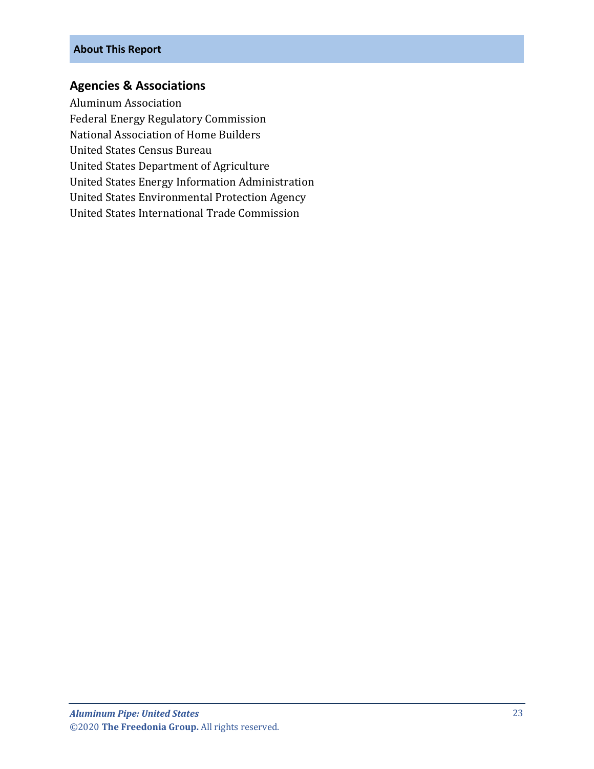## Agencies & Associations

Aluminum Association
Federal Energy Regulatory Commission
National Association of Home Builders
United States Census Bureau
United States Department of Agriculture
United States Energy Information Administration
United States Environmental Protection Agency
United States International Trade Commission